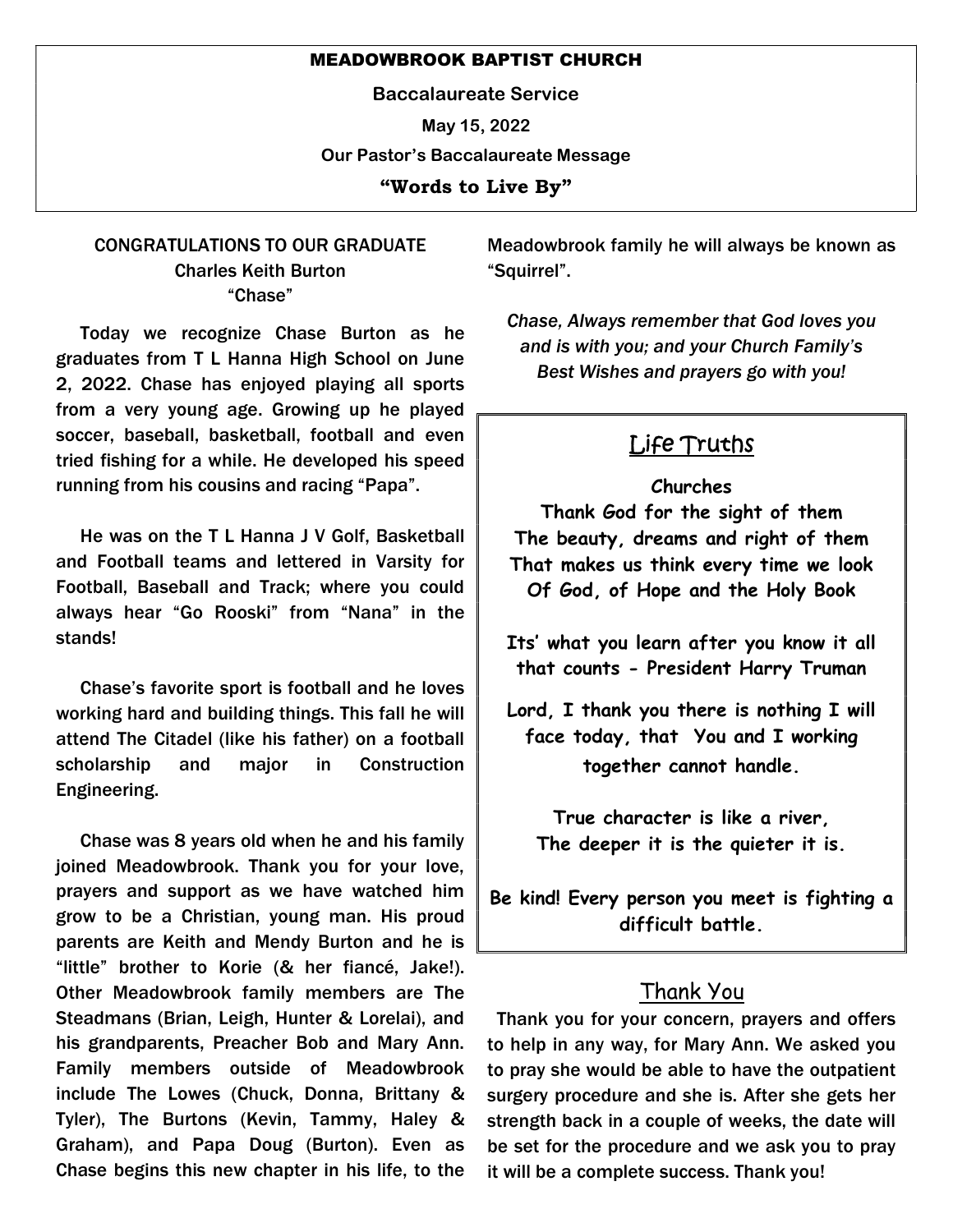# MEADOWBROOK BAPTIST CHURCH

**Baccalaureate Service**

**May 15, 2022**

**Our Pastor's Baccalaureate Message**

**"Words to Live By"**

## CONGRATULATIONS TO OUR GRADUATE
## Charles Keith Burton
## "Chase"

Today we recognize Chase Burton as he graduates from T L Hanna High School on June 2, 2022. Chase has enjoyed playing all sports from a very young age. Growing up he played soccer, baseball, basketball, football and even tried fishing for a while. He developed his speed running from his cousins and racing "Papa".

He was on the T L Hanna J V Golf, Basketball and Football teams and lettered in Varsity for Football, Baseball and Track; where you could always hear "Go Rooski" from "Nana" in the stands!

Chase's favorite sport is football and he loves working hard and building things. This fall he will attend The Citadel (like his father) on a football scholarship and major in Construction Engineering.

Chase was 8 years old when he and his family joined Meadowbrook. Thank you for your love, prayers and support as we have watched him grow to be a Christian, young man. His proud parents are Keith and Mendy Burton and he is "little" brother to Korie (& her fiancé, Jake!). Other Meadowbrook family members are The Steadmans (Brian, Leigh, Hunter & Lorelai), and his grandparents, Preacher Bob and Mary Ann. Family members outside of Meadowbrook include The Lowes (Chuck, Donna, Brittany & Tyler), The Burtons (Kevin, Tammy, Haley & Graham), and Papa Doug (Burton). Even as Chase begins this new chapter in his life, to the Meadowbrook family he will always be known as "Squirrel".

*Chase, Always remember that God loves you and is with you; and your Church Family's Best Wishes and prayers go with you!*

## Life Truths

**Churches**
**Thank God for the sight of them**
**The beauty, dreams and right of them**
**That makes us think every time we look**
**Of God, of Hope and the Holy Book**

**Its' what you learn after you know it all that counts - President Harry Truman**

**Lord, I thank you there is nothing I will face today, that You and I working together cannot handle.**

**True character is like a river,**
**The deeper it is the quieter it is.**

**Be kind! Every person you meet is fighting a difficult battle.**

## Thank You

Thank you for your concern, prayers and offers to help in any way, for Mary Ann. We asked you to pray she would be able to have the outpatient surgery procedure and she is. After she gets her strength back in a couple of weeks, the date will be set for the procedure and we ask you to pray it will be a complete success. Thank you!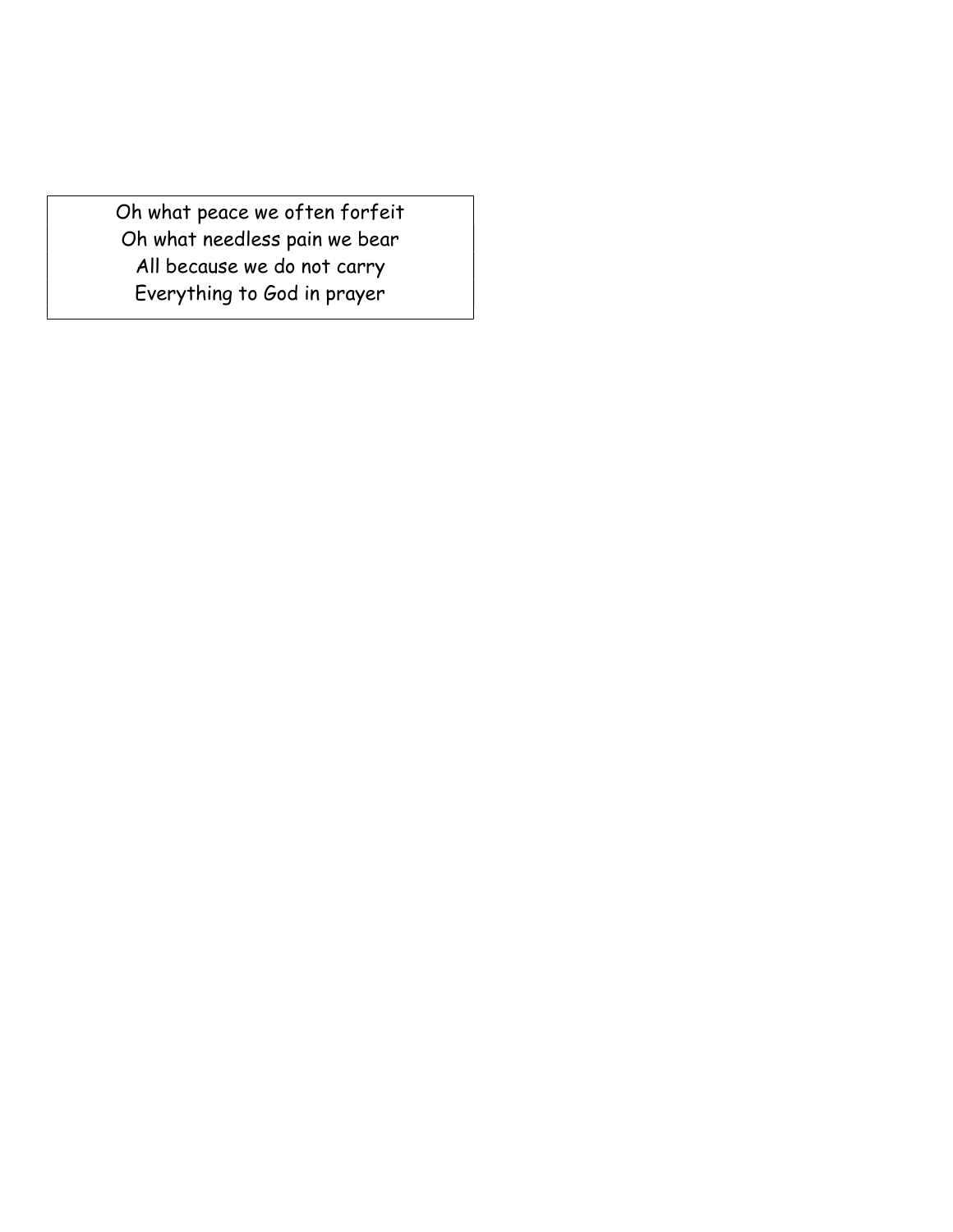Oh what peace we often forfeit  
Oh what needless pain we bear  
All because we do not carry  
Everything to God in prayer